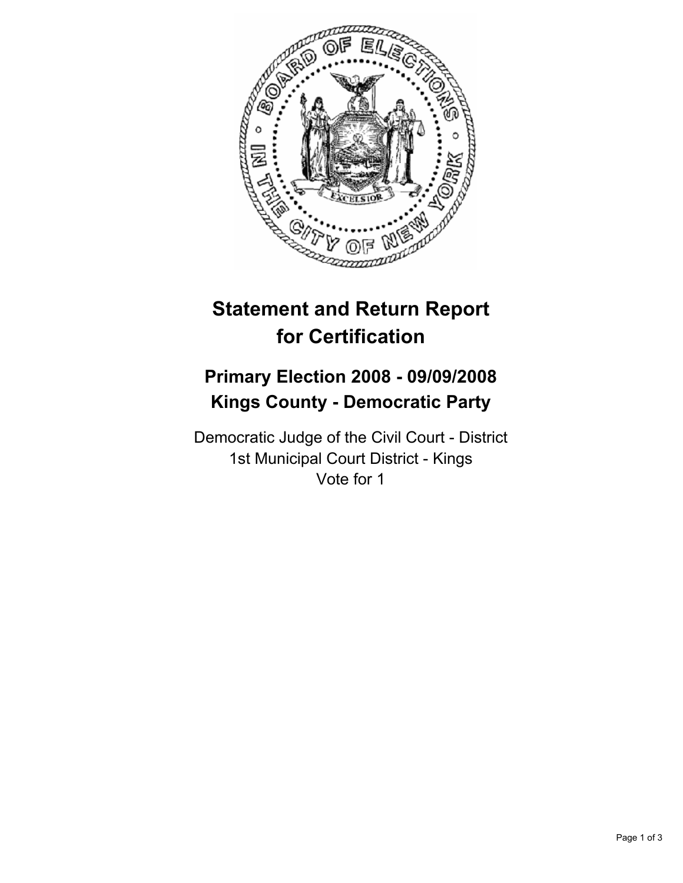# Statement and Return Report for Certification

## Primary Election 2008 - 09/09/2008
## Kings County - Democratic Party

Democratic Judge of the Civil Court - District
1st Municipal Court District - Kings
Vote for 1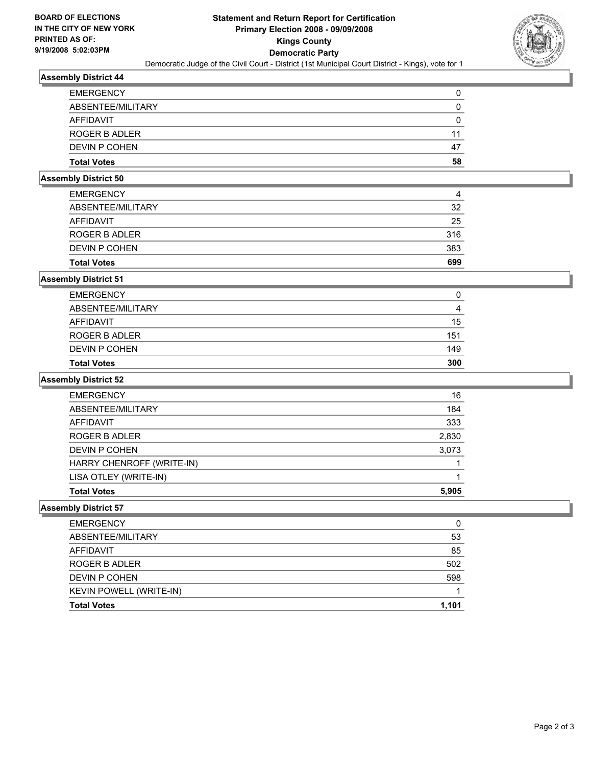**BOARD OF ELECTIONS IN THE CITY OF NEW YORK**
**PRINTED AS OF: 9/19/2008 5:02:03PM**

# Statement and Return Report for Certification
## Primary Election 2008 - 09/09/2008
## Kings County
## Democratic Party

Democratic Judge of the Civil Court - District (1st Municipal Court District - Kings), vote for 1

### Assembly District 44

| | |
|---|---|
| EMERGENCY | 0 |
| ABSENTEE/MILITARY | 0 |
| AFFIDAVIT | 0 |
| ROGER B ADLER | 11 |
| DEVIN P COHEN | 47 |
| **Total Votes** | **58** |

### Assembly District 50

| | |
|---|---|
| EMERGENCY | 4 |
| ABSENTEE/MILITARY | 32 |
| AFFIDAVIT | 25 |
| ROGER B ADLER | 316 |
| DEVIN P COHEN | 383 |
| **Total Votes** | **699** |

### Assembly District 51

| | |
|---|---|
| EMERGENCY | 0 |
| ABSENTEE/MILITARY | 4 |
| AFFIDAVIT | 15 |
| ROGER B ADLER | 151 |
| DEVIN P COHEN | 149 |
| **Total Votes** | **300** |

### Assembly District 52

| | |
|---|---|
| EMERGENCY | 16 |
| ABSENTEE/MILITARY | 184 |
| AFFIDAVIT | 333 |
| ROGER B ADLER | 2,830 |
| DEVIN P COHEN | 3,073 |
| HARRY CHENROFF (WRITE-IN) | 1 |
| LISA OTLEY (WRITE-IN) | 1 |
| **Total Votes** | **5,905** |

### Assembly District 57

| | |
|---|---|
| EMERGENCY | 0 |
| ABSENTEE/MILITARY | 53 |
| AFFIDAVIT | 85 |
| ROGER B ADLER | 502 |
| DEVIN P COHEN | 598 |
| KEVIN POWELL (WRITE-IN) | 1 |
| **Total Votes** | **1,101** |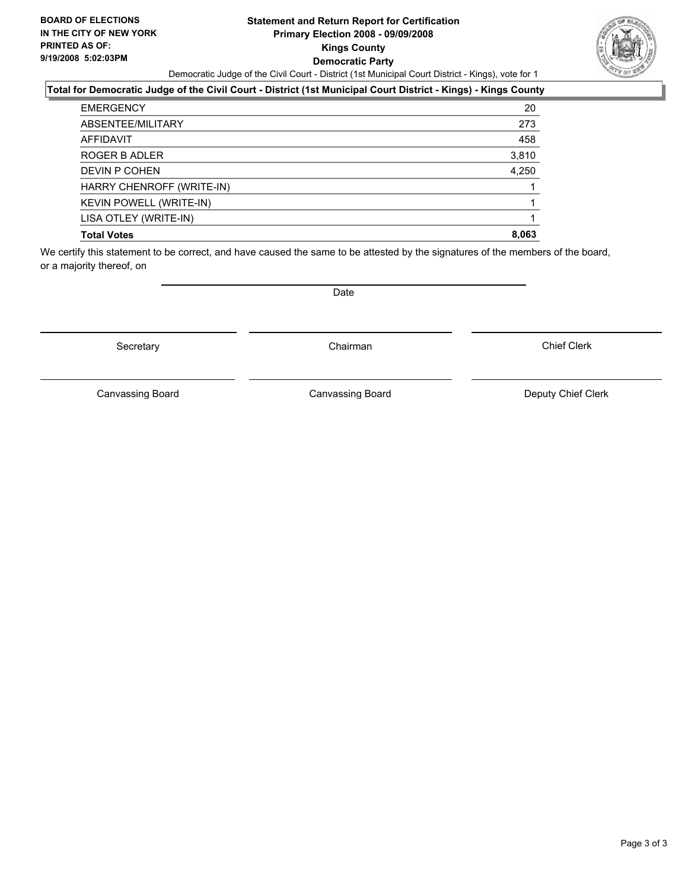**BOARD OF ELECTIONS IN THE CITY OF NEW YORK PRINTED AS OF: 9/19/2008 5:02:03PM**

# Statement and Return Report for Certification
## Primary Election 2008 - 09/09/2008
## Kings County
## Democratic Party

Democratic Judge of the Civil Court - District (1st Municipal Court District - Kings), vote for 1

**Total for Democratic Judge of the Civil Court - District (1st Municipal Court District - Kings) - Kings County**

| | |
|---|---|
| EMERGENCY | 20 |
| ABSENTEE/MILITARY | 273 |
| AFFIDAVIT | 458 |
| ROGER B ADLER | 3,810 |
| DEVIN P COHEN | 4,250 |
| HARRY CHENROFF (WRITE-IN) | 1 |
| KEVIN POWELL (WRITE-IN) | 1 |
| LISA OTLEY (WRITE-IN) | 1 |
| **Total Votes** | **8,063** |

We certify this statement to be correct, and have caused the same to be attested by the signatures of the members of the board, or a majority thereof, on

Date

Secretary

Chairman

Chief Clerk

Canvassing Board

Canvassing Board

Deputy Chief Clerk